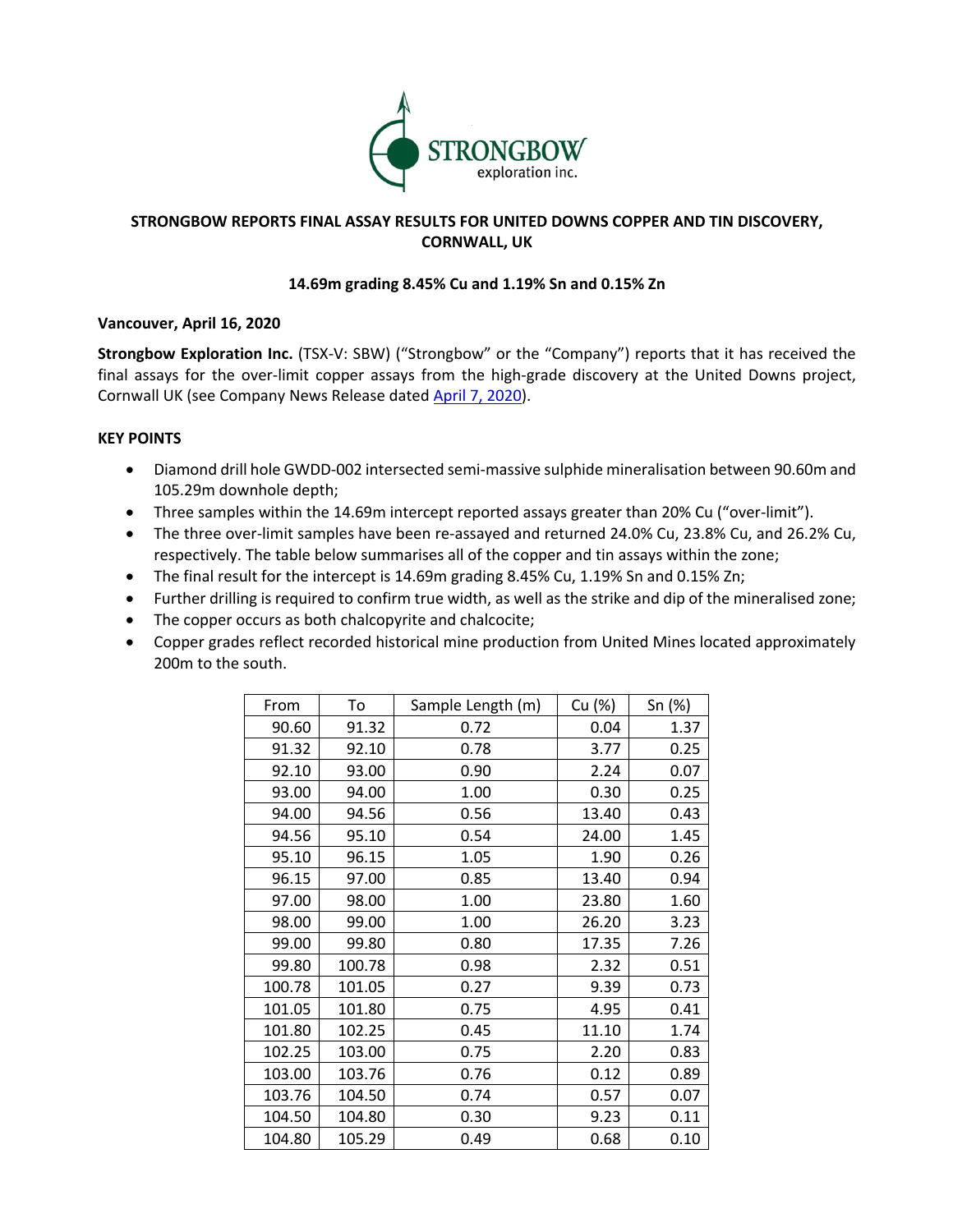# STRONGBOW REPORTS FINAL ASSAY RESULTS FOR UNITED DOWNS COPPER AND TIN DISCOVERY, CORNWALL, UK

**14.69m grading 8.45% Cu and 1.19% Sn and 0.15% Zn**

**Vancouver, April 16, 2020**

**Strongbow Exploration Inc.** (TSX-V: SBW) ("Strongbow" or the "Company") reports that it has received the final assays for the over-limit copper assays from the high-grade discovery at the United Downs project, Cornwall UK (see Company News Release dated April 7, 2020).

## KEY POINTS

- Diamond drill hole GWDD-002 intersected semi-massive sulphide mineralisation between 90.60m and 105.29m downhole depth;
- Three samples within the 14.69m intercept reported assays greater than 20% Cu ("over-limit").
- The three over-limit samples have been re-assayed and returned 24.0% Cu, 23.8% Cu, and 26.2% Cu, respectively. The table below summarises all of the copper and tin assays within the zone;
- The final result for the intercept is 14.69m grading 8.45% Cu, 1.19% Sn and 0.15% Zn;
- Further drilling is required to confirm true width, as well as the strike and dip of the mineralised zone;
- The copper occurs as both chalcopyrite and chalcocite;
- Copper grades reflect recorded historical mine production from United Mines located approximately 200m to the south.

| From | To | Sample Length (m) | Cu (%) | Sn (%) |
|---|---|---|---|---|
| 90.60 | 91.32 | 0.72 | 0.04 | 1.37 |
| 91.32 | 92.10 | 0.78 | 3.77 | 0.25 |
| 92.10 | 93.00 | 0.90 | 2.24 | 0.07 |
| 93.00 | 94.00 | 1.00 | 0.30 | 0.25 |
| 94.00 | 94.56 | 0.56 | 13.40 | 0.43 |
| 94.56 | 95.10 | 0.54 | 24.00 | 1.45 |
| 95.10 | 96.15 | 1.05 | 1.90 | 0.26 |
| 96.15 | 97.00 | 0.85 | 13.40 | 0.94 |
| 97.00 | 98.00 | 1.00 | 23.80 | 1.60 |
| 98.00 | 99.00 | 1.00 | 26.20 | 3.23 |
| 99.00 | 99.80 | 0.80 | 17.35 | 7.26 |
| 99.80 | 100.78 | 0.98 | 2.32 | 0.51 |
| 100.78 | 101.05 | 0.27 | 9.39 | 0.73 |
| 101.05 | 101.80 | 0.75 | 4.95 | 0.41 |
| 101.80 | 102.25 | 0.45 | 11.10 | 1.74 |
| 102.25 | 103.00 | 0.75 | 2.20 | 0.83 |
| 103.00 | 103.76 | 0.76 | 0.12 | 0.89 |
| 103.76 | 104.50 | 0.74 | 0.57 | 0.07 |
| 104.50 | 104.80 | 0.30 | 9.23 | 0.11 |
| 104.80 | 105.29 | 0.49 | 0.68 | 0.10 |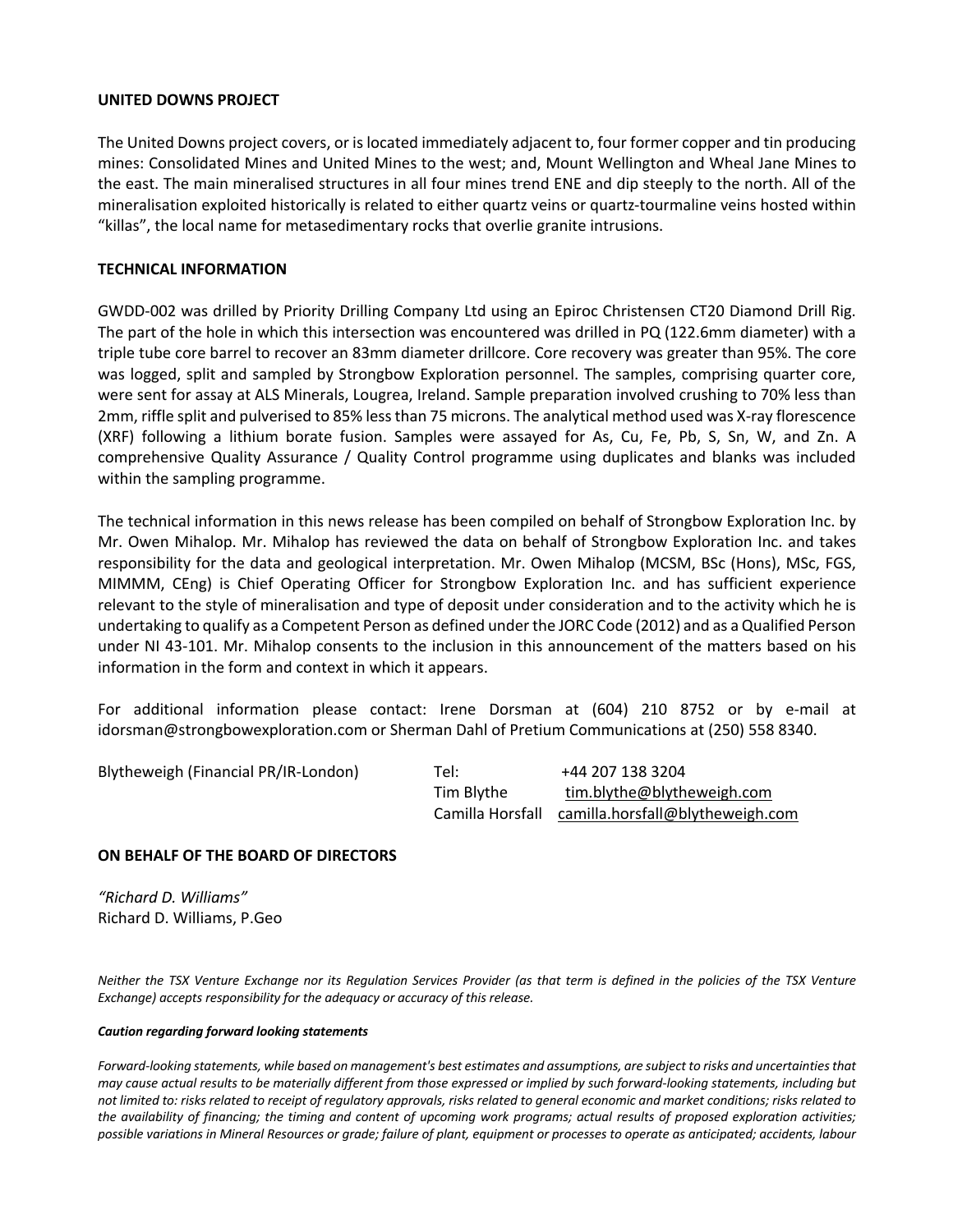**UNITED DOWNS PROJECT**

The United Downs project covers, or is located immediately adjacent to, four former copper and tin producing mines: Consolidated Mines and United Mines to the west; and, Mount Wellington and Wheal Jane Mines to the east. The main mineralised structures in all four mines trend ENE and dip steeply to the north. All of the mineralisation exploited historically is related to either quartz veins or quartz-tourmaline veins hosted within "killas", the local name for metasedimentary rocks that overlie granite intrusions.

**TECHNICAL INFORMATION**

GWDD-002 was drilled by Priority Drilling Company Ltd using an Epiroc Christensen CT20 Diamond Drill Rig. The part of the hole in which this intersection was encountered was drilled in PQ (122.6mm diameter) with a triple tube core barrel to recover an 83mm diameter drillcore. Core recovery was greater than 95%. The core was logged, split and sampled by Strongbow Exploration personnel. The samples, comprising quarter core, were sent for assay at ALS Minerals, Lougrea, Ireland. Sample preparation involved crushing to 70% less than 2mm, riffle split and pulverised to 85% less than 75 microns. The analytical method used was X-ray florescence (XRF) following a lithium borate fusion. Samples were assayed for As, Cu, Fe, Pb, S, Sn, W, and Zn. A comprehensive Quality Assurance / Quality Control programme using duplicates and blanks was included within the sampling programme.

The technical information in this news release has been compiled on behalf of Strongbow Exploration Inc. by Mr. Owen Mihalop. Mr. Mihalop has reviewed the data on behalf of Strongbow Exploration Inc. and takes responsibility for the data and geological interpretation. Mr. Owen Mihalop (MCSM, BSc (Hons), MSc, FGS, MIMMM, CEng) is Chief Operating Officer for Strongbow Exploration Inc. and has sufficient experience relevant to the style of mineralisation and type of deposit under consideration and to the activity which he is undertaking to qualify as a Competent Person as defined under the JORC Code (2012) and as a Qualified Person under NI 43-101. Mr. Mihalop consents to the inclusion in this announcement of the matters based on his information in the form and context in which it appears.

For additional information please contact: Irene Dorsman at (604) 210 8752 or by e-mail at idorsman@strongbowexploration.com or Sherman Dahl of Pretium Communications at (250) 558 8340.

| Blytheweigh (Financial PR/IR-London) | Tel: | +44 207 138 3204 |
|---|---|---|
| | Tim Blythe | tim.blythe@blytheweigh.com |
| | Camilla Horsfall | camilla.horsfall@blytheweigh.com |

**ON BEHALF OF THE BOARD OF DIRECTORS**

*"Richard D. Williams"*
Richard D. Williams, P.Geo

*Neither the TSX Venture Exchange nor its Regulation Services Provider (as that term is defined in the policies of the TSX Venture Exchange) accepts responsibility for the adequacy or accuracy of this release.*

***Caution regarding forward looking statements***

*Forward-looking statements, while based on management's best estimates and assumptions, are subject to risks and uncertainties that may cause actual results to be materially different from those expressed or implied by such forward-looking statements, including but not limited to: risks related to receipt of regulatory approvals, risks related to general economic and market conditions; risks related to the availability of financing; the timing and content of upcoming work programs; actual results of proposed exploration activities; possible variations in Mineral Resources or grade; failure of plant, equipment or processes to operate as anticipated; accidents, labour*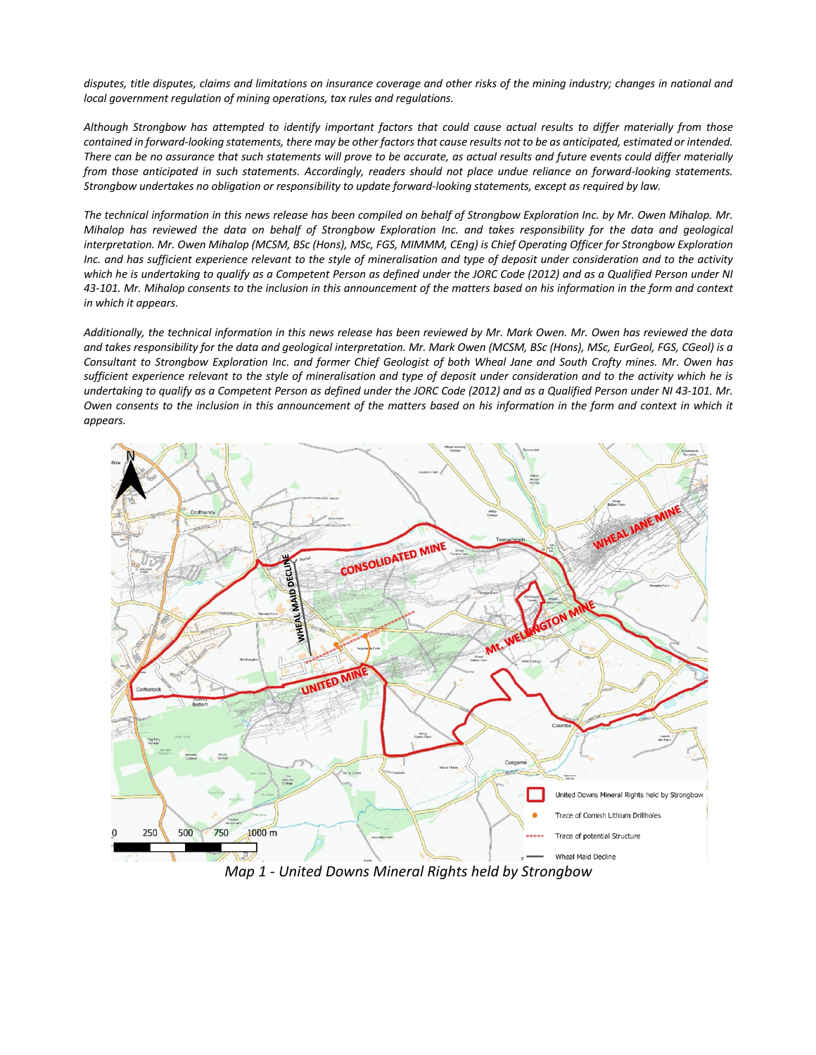*disputes, title disputes, claims and limitations on insurance coverage and other risks of the mining industry; changes in national and local government regulation of mining operations, tax rules and regulations.*

*Although Strongbow has attempted to identify important factors that could cause actual results to differ materially from those contained in forward-looking statements, there may be other factors that cause results not to be as anticipated, estimated or intended. There can be no assurance that such statements will prove to be accurate, as actual results and future events could differ materially from those anticipated in such statements. Accordingly, readers should not place undue reliance on forward-looking statements. Strongbow undertakes no obligation or responsibility to update forward-looking statements, except as required by law.*

*The technical information in this news release has been compiled on behalf of Strongbow Exploration Inc. by Mr. Owen Mihalop. Mr. Mihalop has reviewed the data on behalf of Strongbow Exploration Inc. and takes responsibility for the data and geological interpretation. Mr. Owen Mihalop (MCSM, BSc (Hons), MSc, FGS, MIMMM, CEng) is Chief Operating Officer for Strongbow Exploration Inc. and has sufficient experience relevant to the style of mineralisation and type of deposit under consideration and to the activity which he is undertaking to qualify as a Competent Person as defined under the JORC Code (2012) and as a Qualified Person under NI 43-101. Mr. Mihalop consents to the inclusion in this announcement of the matters based on his information in the form and context in which it appears.*

*Additionally, the technical information in this news release has been reviewed by Mr. Mark Owen. Mr. Owen has reviewed the data and takes responsibility for the data and geological interpretation. Mr. Mark Owen (MCSM, BSc (Hons), MSc, EurGeol, FGS, CGeol) is a Consultant to Strongbow Exploration Inc. and former Chief Geologist of both Wheal Jane and South Crofty mines. Mr. Owen has sufficient experience relevant to the style of mineralisation and type of deposit under consideration and to the activity which he is undertaking to qualify as a Competent Person as defined under the JORC Code (2012) and as a Qualified Person under NI 43-101. Mr. Owen consents to the inclusion in this announcement of the matters based on his information in the form and context in which it appears.*

N

CONSOLIDATED MINE

WHEAL JANE MINE

WHEAL MAID DECLINE

Mt. WELLINGTON MINE

UNITED MINE

United Downs Mineral Rights held by Strongbow

Trace of Cornish Lithium Drillholes

Trace of potential Structure

Wheal Maid Decline

0 250 500 750 1000 m

*Map 1 - United Downs Mineral Rights held by Strongbow*